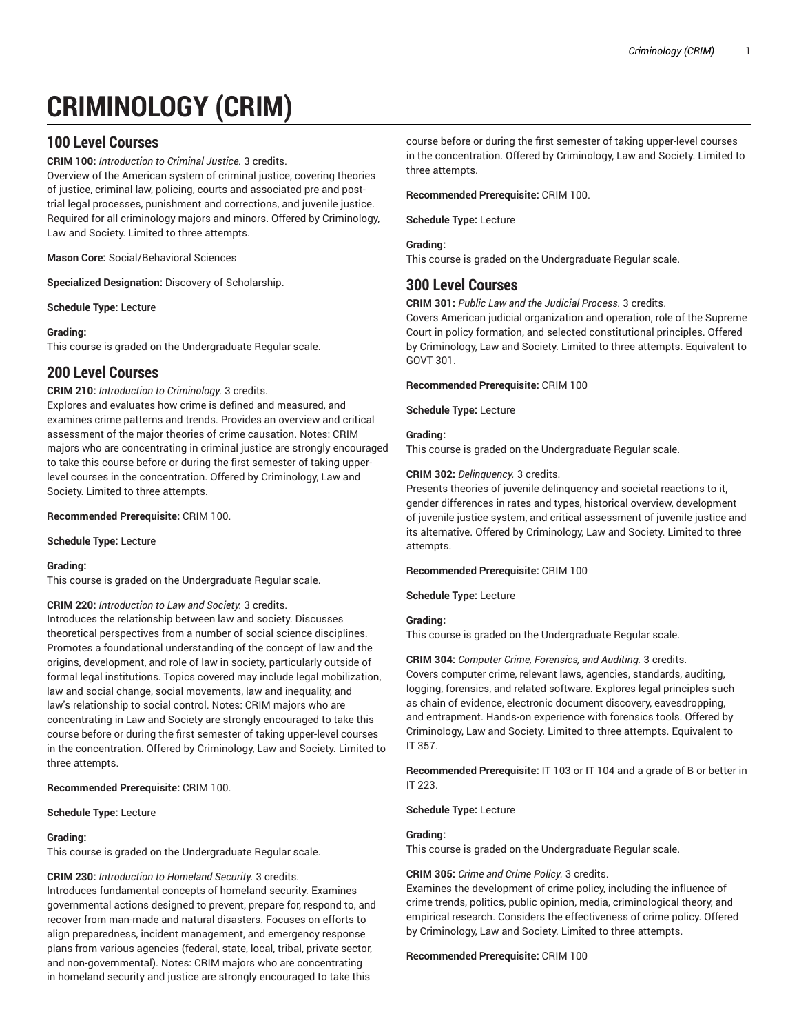# CRIMINOLOGY (CRIM)

## 100 Level Courses

**CRIM 100:** *Introduction to Criminal Justice.* 3 credits.
Overview of the American system of criminal justice, covering theories of justice, criminal law, policing, courts and associated pre and post-trial legal processes, punishment and corrections, and juvenile justice. Required for all criminology majors and minors. Offered by Criminology, Law and Society. Limited to three attempts.

**Mason Core:** Social/Behavioral Sciences

**Specialized Designation:** Discovery of Scholarship.

**Schedule Type:** Lecture

**Grading:**
This course is graded on the Undergraduate Regular scale.

## 200 Level Courses

**CRIM 210:** *Introduction to Criminology.* 3 credits.
Explores and evaluates how crime is defined and measured, and examines crime patterns and trends. Provides an overview and critical assessment of the major theories of crime causation. Notes: CRIM majors who are concentrating in criminal justice are strongly encouraged to take this course before or during the first semester of taking upper-level courses in the concentration. Offered by Criminology, Law and Society. Limited to three attempts.

**Recommended Prerequisite:** CRIM 100.

**Schedule Type:** Lecture

**Grading:**
This course is graded on the Undergraduate Regular scale.

**CRIM 220:** *Introduction to Law and Society.* 3 credits.
Introduces the relationship between law and society. Discusses theoretical perspectives from a number of social science disciplines. Promotes a foundational understanding of the concept of law and the origins, development, and role of law in society, particularly outside of formal legal institutions. Topics covered may include legal mobilization, law and social change, social movements, law and inequality, and law's relationship to social control. Notes: CRIM majors who are concentrating in Law and Society are strongly encouraged to take this course before or during the first semester of taking upper-level courses in the concentration. Offered by Criminology, Law and Society. Limited to three attempts.

**Recommended Prerequisite:** CRIM 100.

**Schedule Type:** Lecture

**Grading:**
This course is graded on the Undergraduate Regular scale.

**CRIM 230:** *Introduction to Homeland Security.* 3 credits.
Introduces fundamental concepts of homeland security. Examines governmental actions designed to prevent, prepare for, respond to, and recover from man-made and natural disasters. Focuses on efforts to align preparedness, incident management, and emergency response plans from various agencies (federal, state, local, tribal, private sector, and non-governmental). Notes: CRIM majors who are concentrating in homeland security and justice are strongly encouraged to take this course before or during the first semester of taking upper-level courses in the concentration. Offered by Criminology, Law and Society. Limited to three attempts.

**Recommended Prerequisite:** CRIM 100.

**Schedule Type:** Lecture

**Grading:**
This course is graded on the Undergraduate Regular scale.

## 300 Level Courses

**CRIM 301:** *Public Law and the Judicial Process.* 3 credits.
Covers American judicial organization and operation, role of the Supreme Court in policy formation, and selected constitutional principles. Offered by Criminology, Law and Society. Limited to three attempts. Equivalent to GOVT 301.

**Recommended Prerequisite:** CRIM 100

**Schedule Type:** Lecture

**Grading:**
This course is graded on the Undergraduate Regular scale.

**CRIM 302:** *Delinquency.* 3 credits.
Presents theories of juvenile delinquency and societal reactions to it, gender differences in rates and types, historical overview, development of juvenile justice system, and critical assessment of juvenile justice and its alternative. Offered by Criminology, Law and Society. Limited to three attempts.

**Recommended Prerequisite:** CRIM 100

**Schedule Type:** Lecture

**Grading:**
This course is graded on the Undergraduate Regular scale.

**CRIM 304:** *Computer Crime, Forensics, and Auditing.* 3 credits.
Covers computer crime, relevant laws, agencies, standards, auditing, logging, forensics, and related software. Explores legal principles such as chain of evidence, electronic document discovery, eavesdropping, and entrapment. Hands-on experience with forensics tools. Offered by Criminology, Law and Society. Limited to three attempts. Equivalent to IT 357.

**Recommended Prerequisite:** IT 103 or IT 104 and a grade of B or better in IT 223.

**Schedule Type:** Lecture

**Grading:**
This course is graded on the Undergraduate Regular scale.

**CRIM 305:** *Crime and Crime Policy.* 3 credits.
Examines the development of crime policy, including the influence of crime trends, politics, public opinion, media, criminological theory, and empirical research. Considers the effectiveness of crime policy. Offered by Criminology, Law and Society. Limited to three attempts.

**Recommended Prerequisite:** CRIM 100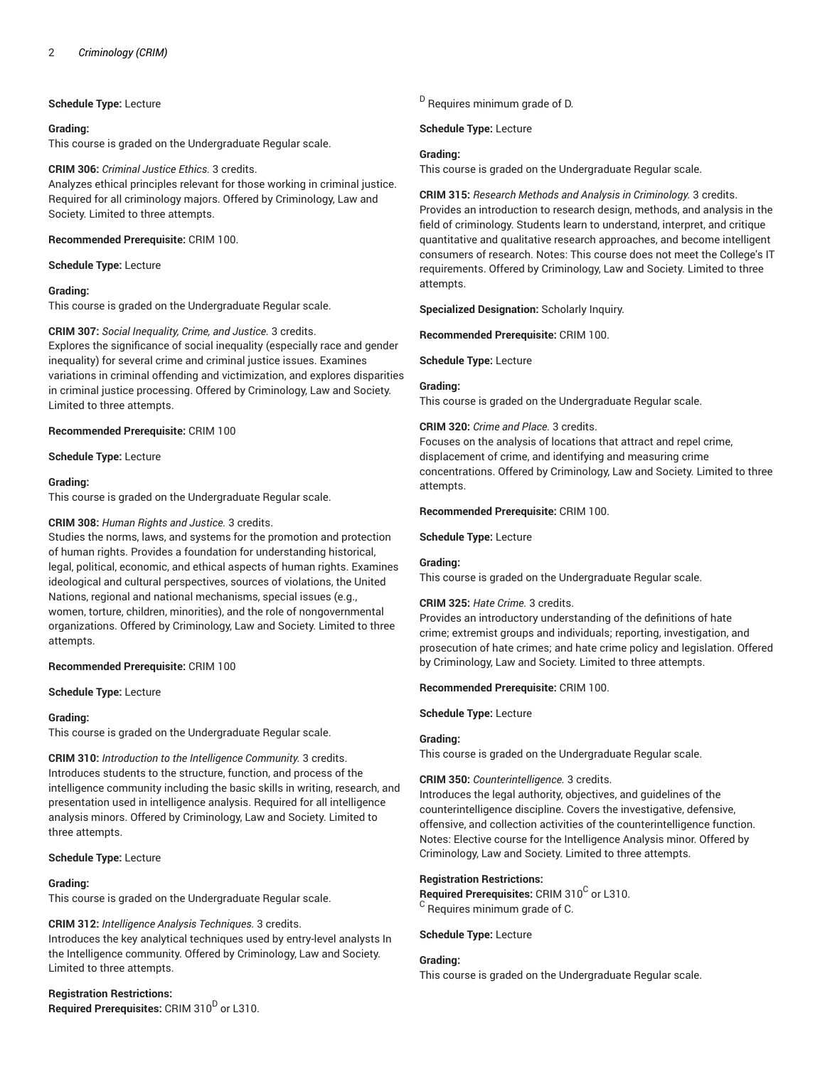**Schedule Type:** Lecture

**Grading:**
This course is graded on the Undergraduate Regular scale.

**CRIM 306:** *Criminal Justice Ethics.* 3 credits.
Analyzes ethical principles relevant for those working in criminal justice. Required for all criminology majors. Offered by Criminology, Law and Society. Limited to three attempts.

**Recommended Prerequisite:** CRIM 100.

**Schedule Type:** Lecture

**Grading:**
This course is graded on the Undergraduate Regular scale.

**CRIM 307:** *Social Inequality, Crime, and Justice.* 3 credits.
Explores the significance of social inequality (especially race and gender inequality) for several crime and criminal justice issues. Examines variations in criminal offending and victimization, and explores disparities in criminal justice processing. Offered by Criminology, Law and Society. Limited to three attempts.

**Recommended Prerequisite:** CRIM 100

**Schedule Type:** Lecture

**Grading:**
This course is graded on the Undergraduate Regular scale.

**CRIM 308:** *Human Rights and Justice.* 3 credits.
Studies the norms, laws, and systems for the promotion and protection of human rights. Provides a foundation for understanding historical, legal, political, economic, and ethical aspects of human rights. Examines ideological and cultural perspectives, sources of violations, the United Nations, regional and national mechanisms, special issues (e.g., women, torture, children, minorities), and the role of nongovernmental organizations. Offered by Criminology, Law and Society. Limited to three attempts.

**Recommended Prerequisite:** CRIM 100

**Schedule Type:** Lecture

**Grading:**
This course is graded on the Undergraduate Regular scale.

**CRIM 310:** *Introduction to the Intelligence Community.* 3 credits.
Introduces students to the structure, function, and process of the intelligence community including the basic skills in writing, research, and presentation used in intelligence analysis. Required for all intelligence analysis minors. Offered by Criminology, Law and Society. Limited to three attempts.

**Schedule Type:** Lecture

**Grading:**
This course is graded on the Undergraduate Regular scale.

**CRIM 312:** *Intelligence Analysis Techniques.* 3 credits.
Introduces the key analytical techniques used by entry-level analysts In the Intelligence community. Offered by Criminology, Law and Society. Limited to three attempts.

**Registration Restrictions:**
**Required Prerequisites:** CRIM 310[D] or L310.
[D] Requires minimum grade of D.

**Schedule Type:** Lecture

**Grading:**
This course is graded on the Undergraduate Regular scale.

**CRIM 315:** *Research Methods and Analysis in Criminology.* 3 credits.
Provides an introduction to research design, methods, and analysis in the field of criminology. Students learn to understand, interpret, and critique quantitative and qualitative research approaches, and become intelligent consumers of research. Notes: This course does not meet the College's IT requirements. Offered by Criminology, Law and Society. Limited to three attempts.

**Specialized Designation:** Scholarly Inquiry.

**Recommended Prerequisite:** CRIM 100.

**Schedule Type:** Lecture

**Grading:**
This course is graded on the Undergraduate Regular scale.

**CRIM 320:** *Crime and Place.* 3 credits.
Focuses on the analysis of locations that attract and repel crime, displacement of crime, and identifying and measuring crime concentrations. Offered by Criminology, Law and Society. Limited to three attempts.

**Recommended Prerequisite:** CRIM 100.

**Schedule Type:** Lecture

**Grading:**
This course is graded on the Undergraduate Regular scale.

**CRIM 325:** *Hate Crime.* 3 credits.
Provides an introductory understanding of the definitions of hate crime; extremist groups and individuals; reporting, investigation, and prosecution of hate crimes; and hate crime policy and legislation. Offered by Criminology, Law and Society. Limited to three attempts.

**Recommended Prerequisite:** CRIM 100.

**Schedule Type:** Lecture

**Grading:**
This course is graded on the Undergraduate Regular scale.

**CRIM 350:** *Counterintelligence.* 3 credits.
Introduces the legal authority, objectives, and guidelines of the counterintelligence discipline. Covers the investigative, defensive, offensive, and collection activities of the counterintelligence function. Notes: Elective course for the Intelligence Analysis minor. Offered by Criminology, Law and Society. Limited to three attempts.

**Registration Restrictions:**
**Required Prerequisites:** CRIM 310[C] or L310.
[C] Requires minimum grade of C.

**Schedule Type:** Lecture

**Grading:**
This course is graded on the Undergraduate Regular scale.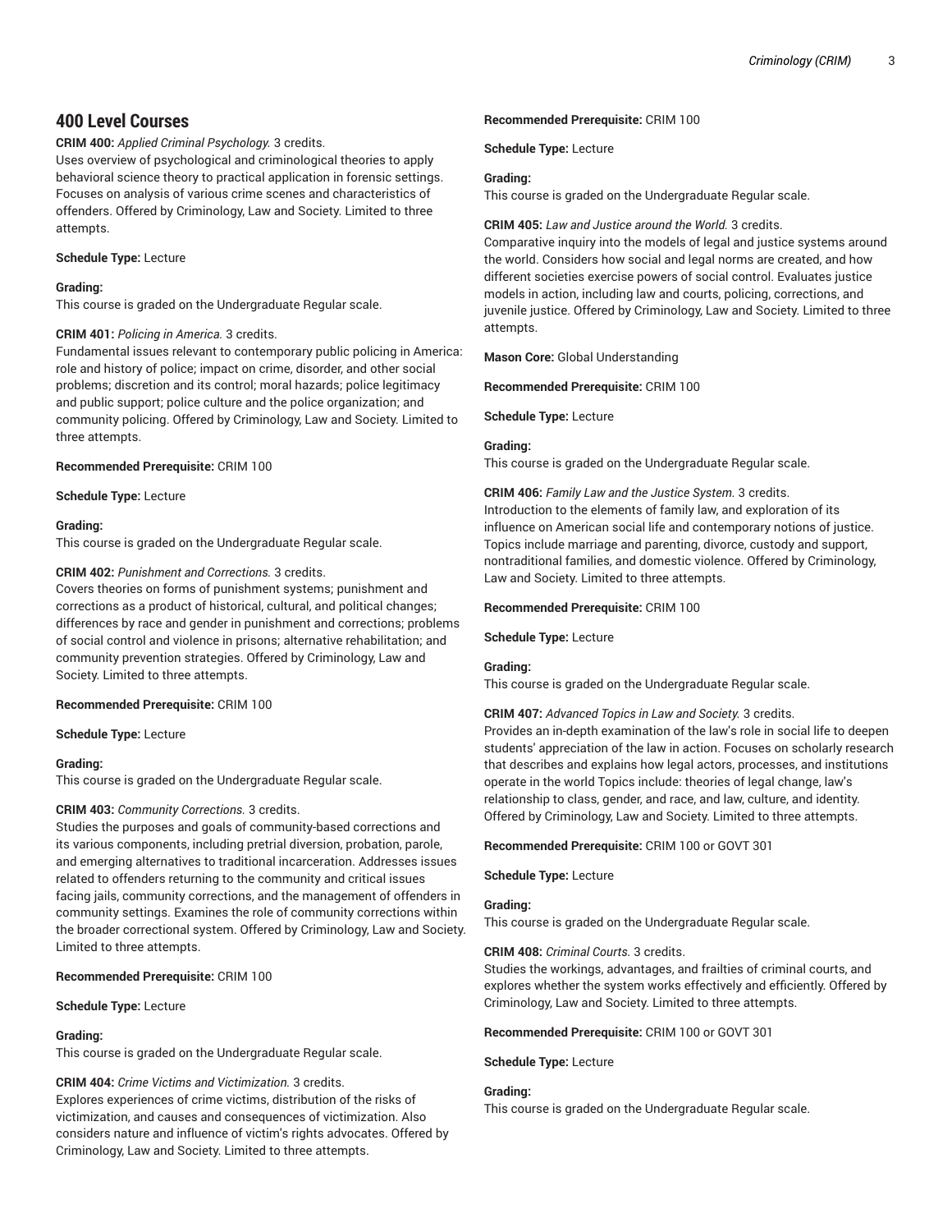## 400 Level Courses

**CRIM 400:** *Applied Criminal Psychology.* 3 credits.
Uses overview of psychological and criminological theories to apply behavioral science theory to practical application in forensic settings. Focuses on analysis of various crime scenes and characteristics of offenders. Offered by Criminology, Law and Society. Limited to three attempts.

**Schedule Type:** Lecture

**Grading:**
This course is graded on the Undergraduate Regular scale.

**CRIM 401:** *Policing in America.* 3 credits.
Fundamental issues relevant to contemporary public policing in America: role and history of police; impact on crime, disorder, and other social problems; discretion and its control; moral hazards; police legitimacy and public support; police culture and the police organization; and community policing. Offered by Criminology, Law and Society. Limited to three attempts.

**Recommended Prerequisite:** CRIM 100

**Schedule Type:** Lecture

**Grading:**
This course is graded on the Undergraduate Regular scale.

**CRIM 402:** *Punishment and Corrections.* 3 credits.
Covers theories on forms of punishment systems; punishment and corrections as a product of historical, cultural, and political changes; differences by race and gender in punishment and corrections; problems of social control and violence in prisons; alternative rehabilitation; and community prevention strategies. Offered by Criminology, Law and Society. Limited to three attempts.

**Recommended Prerequisite:** CRIM 100

**Schedule Type:** Lecture

**Grading:**
This course is graded on the Undergraduate Regular scale.

**CRIM 403:** *Community Corrections.* 3 credits.
Studies the purposes and goals of community-based corrections and its various components, including pretrial diversion, probation, parole, and emerging alternatives to traditional incarceration. Addresses issues related to offenders returning to the community and critical issues facing jails, community corrections, and the management of offenders in community settings. Examines the role of community corrections within the broader correctional system. Offered by Criminology, Law and Society. Limited to three attempts.

**Recommended Prerequisite:** CRIM 100

**Schedule Type:** Lecture

**Grading:**
This course is graded on the Undergraduate Regular scale.

**CRIM 404:** *Crime Victims and Victimization.* 3 credits.
Explores experiences of crime victims, distribution of the risks of victimization, and causes and consequences of victimization. Also considers nature and influence of victim's rights advocates. Offered by Criminology, Law and Society. Limited to three attempts.

**Recommended Prerequisite:** CRIM 100

**Schedule Type:** Lecture

**Grading:**
This course is graded on the Undergraduate Regular scale.

**CRIM 405:** *Law and Justice around the World.* 3 credits.
Comparative inquiry into the models of legal and justice systems around the world. Considers how social and legal norms are created, and how different societies exercise powers of social control. Evaluates justice models in action, including law and courts, policing, corrections, and juvenile justice. Offered by Criminology, Law and Society. Limited to three attempts.

**Mason Core:** Global Understanding

**Recommended Prerequisite:** CRIM 100

**Schedule Type:** Lecture

**Grading:**
This course is graded on the Undergraduate Regular scale.

**CRIM 406:** *Family Law and the Justice System.* 3 credits.
Introduction to the elements of family law, and exploration of its influence on American social life and contemporary notions of justice. Topics include marriage and parenting, divorce, custody and support, nontraditional families, and domestic violence. Offered by Criminology, Law and Society. Limited to three attempts.

**Recommended Prerequisite:** CRIM 100

**Schedule Type:** Lecture

**Grading:**
This course is graded on the Undergraduate Regular scale.

**CRIM 407:** *Advanced Topics in Law and Society.* 3 credits.
Provides an in-depth examination of the law's role in social life to deepen students' appreciation of the law in action. Focuses on scholarly research that describes and explains how legal actors, processes, and institutions operate in the world Topics include: theories of legal change, law's relationship to class, gender, and race, and law, culture, and identity. Offered by Criminology, Law and Society. Limited to three attempts.

**Recommended Prerequisite:** CRIM 100 or GOVT 301

**Schedule Type:** Lecture

**Grading:**
This course is graded on the Undergraduate Regular scale.

**CRIM 408:** *Criminal Courts.* 3 credits.
Studies the workings, advantages, and frailties of criminal courts, and explores whether the system works effectively and efficiently. Offered by Criminology, Law and Society. Limited to three attempts.

**Recommended Prerequisite:** CRIM 100 or GOVT 301

**Schedule Type:** Lecture

**Grading:**
This course is graded on the Undergraduate Regular scale.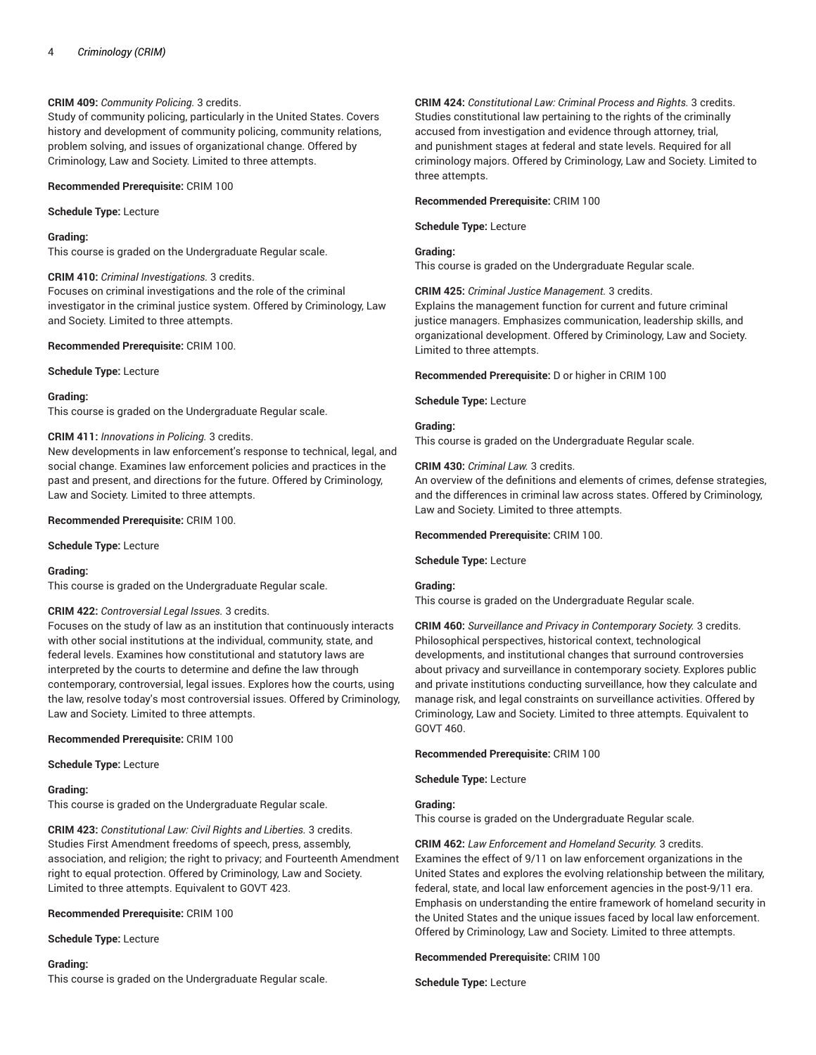**CRIM 409:** *Community Policing.* 3 credits.
Study of community policing, particularly in the United States. Covers history and development of community policing, community relations, problem solving, and issues of organizational change. Offered by Criminology, Law and Society. Limited to three attempts.

**Recommended Prerequisite:** CRIM 100

**Schedule Type:** Lecture

**Grading:**
This course is graded on the Undergraduate Regular scale.

**CRIM 410:** *Criminal Investigations.* 3 credits.
Focuses on criminal investigations and the role of the criminal investigator in the criminal justice system. Offered by Criminology, Law and Society. Limited to three attempts.

**Recommended Prerequisite:** CRIM 100.

**Schedule Type:** Lecture

**Grading:**
This course is graded on the Undergraduate Regular scale.

**CRIM 411:** *Innovations in Policing.* 3 credits.
New developments in law enforcement's response to technical, legal, and social change. Examines law enforcement policies and practices in the past and present, and directions for the future. Offered by Criminology, Law and Society. Limited to three attempts.

**Recommended Prerequisite:** CRIM 100.

**Schedule Type:** Lecture

**Grading:**
This course is graded on the Undergraduate Regular scale.

**CRIM 422:** *Controversial Legal Issues.* 3 credits.
Focuses on the study of law as an institution that continuously interacts with other social institutions at the individual, community, state, and federal levels. Examines how constitutional and statutory laws are interpreted by the courts to determine and define the law through contemporary, controversial, legal issues. Explores how the courts, using the law, resolve today's most controversial issues. Offered by Criminology, Law and Society. Limited to three attempts.

**Recommended Prerequisite:** CRIM 100

**Schedule Type:** Lecture

**Grading:**
This course is graded on the Undergraduate Regular scale.

**CRIM 423:** *Constitutional Law: Civil Rights and Liberties.* 3 credits.
Studies First Amendment freedoms of speech, press, assembly, association, and religion; the right to privacy; and Fourteenth Amendment right to equal protection. Offered by Criminology, Law and Society. Limited to three attempts. Equivalent to GOVT 423.

**Recommended Prerequisite:** CRIM 100

**Schedule Type:** Lecture

**Grading:**
This course is graded on the Undergraduate Regular scale.

**CRIM 424:** *Constitutional Law: Criminal Process and Rights.* 3 credits.
Studies constitutional law pertaining to the rights of the criminally accused from investigation and evidence through attorney, trial, and punishment stages at federal and state levels. Required for all criminology majors. Offered by Criminology, Law and Society. Limited to three attempts.

**Recommended Prerequisite:** CRIM 100

**Schedule Type:** Lecture

**Grading:**
This course is graded on the Undergraduate Regular scale.

**CRIM 425:** *Criminal Justice Management.* 3 credits.
Explains the management function for current and future criminal justice managers. Emphasizes communication, leadership skills, and organizational development. Offered by Criminology, Law and Society. Limited to three attempts.

**Recommended Prerequisite:** D or higher in CRIM 100

**Schedule Type:** Lecture

**Grading:**
This course is graded on the Undergraduate Regular scale.

**CRIM 430:** *Criminal Law.* 3 credits.
An overview of the definitions and elements of crimes, defense strategies, and the differences in criminal law across states. Offered by Criminology, Law and Society. Limited to three attempts.

**Recommended Prerequisite:** CRIM 100.

**Schedule Type:** Lecture

**Grading:**
This course is graded on the Undergraduate Regular scale.

**CRIM 460:** *Surveillance and Privacy in Contemporary Society.* 3 credits.
Philosophical perspectives, historical context, technological developments, and institutional changes that surround controversies about privacy and surveillance in contemporary society. Explores public and private institutions conducting surveillance, how they calculate and manage risk, and legal constraints on surveillance activities. Offered by Criminology, Law and Society. Limited to three attempts. Equivalent to GOVT 460.

**Recommended Prerequisite:** CRIM 100

**Schedule Type:** Lecture

**Grading:**
This course is graded on the Undergraduate Regular scale.

**CRIM 462:** *Law Enforcement and Homeland Security.* 3 credits.
Examines the effect of 9/11 on law enforcement organizations in the United States and explores the evolving relationship between the military, federal, state, and local law enforcement agencies in the post-9/11 era. Emphasis on understanding the entire framework of homeland security in the United States and the unique issues faced by local law enforcement. Offered by Criminology, Law and Society. Limited to three attempts.

**Recommended Prerequisite:** CRIM 100

**Schedule Type:** Lecture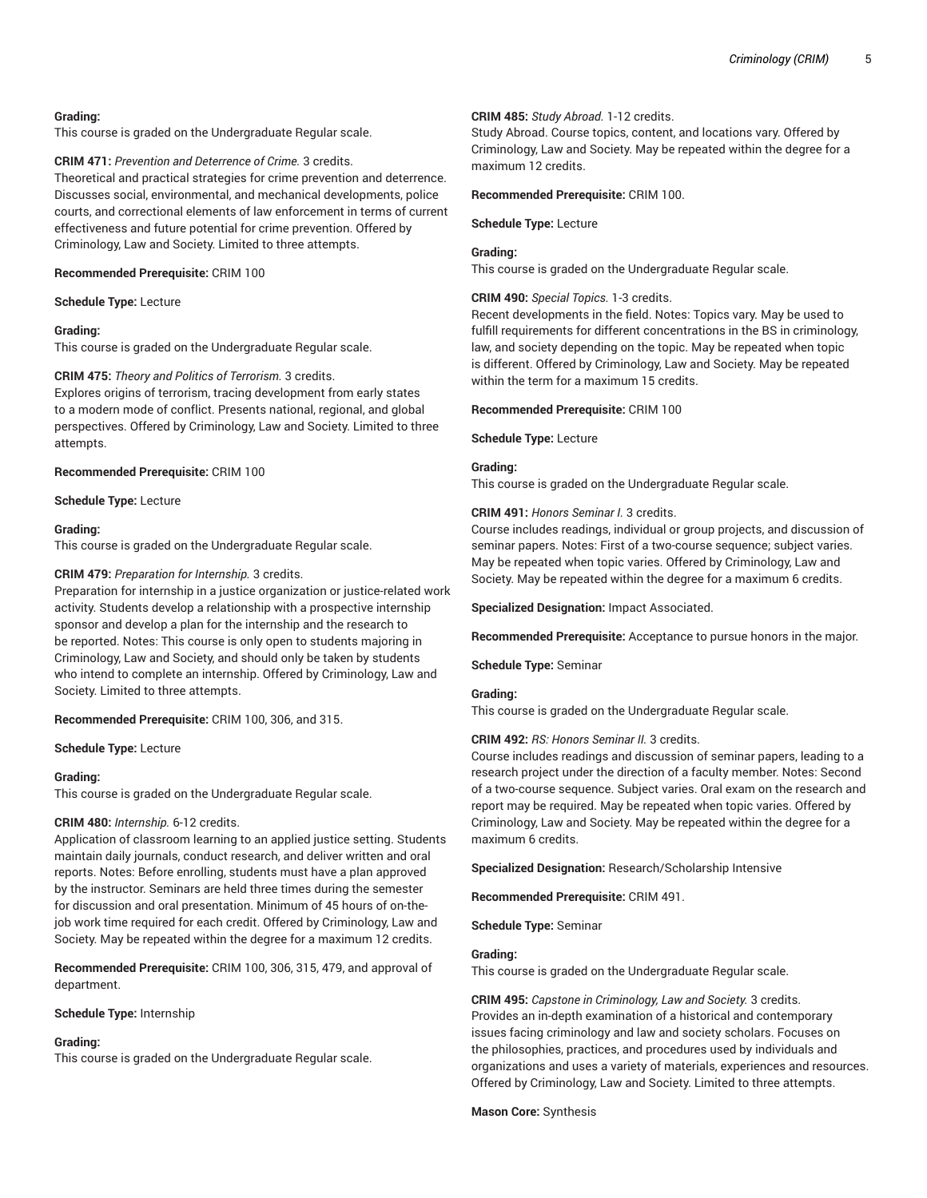**Grading:**
This course is graded on the Undergraduate Regular scale.

**CRIM 471:** *Prevention and Deterrence of Crime.* 3 credits.
Theoretical and practical strategies for crime prevention and deterrence. Discusses social, environmental, and mechanical developments, police courts, and correctional elements of law enforcement in terms of current effectiveness and future potential for crime prevention. Offered by Criminology, Law and Society. Limited to three attempts.

**Recommended Prerequisite:** CRIM 100

**Schedule Type:** Lecture

**Grading:**
This course is graded on the Undergraduate Regular scale.

**CRIM 475:** *Theory and Politics of Terrorism.* 3 credits.
Explores origins of terrorism, tracing development from early states to a modern mode of conflict. Presents national, regional, and global perspectives. Offered by Criminology, Law and Society. Limited to three attempts.

**Recommended Prerequisite:** CRIM 100

**Schedule Type:** Lecture

**Grading:**
This course is graded on the Undergraduate Regular scale.

**CRIM 479:** *Preparation for Internship.* 3 credits.
Preparation for internship in a justice organization or justice-related work activity. Students develop a relationship with a prospective internship sponsor and develop a plan for the internship and the research to be reported. Notes: This course is only open to students majoring in Criminology, Law and Society, and should only be taken by students who intend to complete an internship. Offered by Criminology, Law and Society. Limited to three attempts.

**Recommended Prerequisite:** CRIM 100, 306, and 315.

**Schedule Type:** Lecture

**Grading:**
This course is graded on the Undergraduate Regular scale.

**CRIM 480:** *Internship.* 6-12 credits.
Application of classroom learning to an applied justice setting. Students maintain daily journals, conduct research, and deliver written and oral reports. Notes: Before enrolling, students must have a plan approved by the instructor. Seminars are held three times during the semester for discussion and oral presentation. Minimum of 45 hours of on-the-job work time required for each credit. Offered by Criminology, Law and Society. May be repeated within the degree for a maximum 12 credits.

**Recommended Prerequisite:** CRIM 100, 306, 315, 479, and approval of department.

**Schedule Type:** Internship

**Grading:**
This course is graded on the Undergraduate Regular scale.

**CRIM 485:** *Study Abroad.* 1-12 credits.
Study Abroad. Course topics, content, and locations vary. Offered by Criminology, Law and Society. May be repeated within the degree for a maximum 12 credits.

**Recommended Prerequisite:** CRIM 100.

**Schedule Type:** Lecture

**Grading:**
This course is graded on the Undergraduate Regular scale.

**CRIM 490:** *Special Topics.* 1-3 credits.
Recent developments in the field. Notes: Topics vary. May be used to fulfill requirements for different concentrations in the BS in criminology, law, and society depending on the topic. May be repeated when topic is different. Offered by Criminology, Law and Society. May be repeated within the term for a maximum 15 credits.

**Recommended Prerequisite:** CRIM 100

**Schedule Type:** Lecture

**Grading:**
This course is graded on the Undergraduate Regular scale.

**CRIM 491:** *Honors Seminar I.* 3 credits.
Course includes readings, individual or group projects, and discussion of seminar papers. Notes: First of a two-course sequence; subject varies. May be repeated when topic varies. Offered by Criminology, Law and Society. May be repeated within the degree for a maximum 6 credits.

**Specialized Designation:** Impact Associated.

**Recommended Prerequisite:** Acceptance to pursue honors in the major.

**Schedule Type:** Seminar

**Grading:**
This course is graded on the Undergraduate Regular scale.

**CRIM 492:** *RS: Honors Seminar II.* 3 credits.
Course includes readings and discussion of seminar papers, leading to a research project under the direction of a faculty member. Notes: Second of a two-course sequence. Subject varies. Oral exam on the research and report may be required. May be repeated when topic varies. Offered by Criminology, Law and Society. May be repeated within the degree for a maximum 6 credits.

**Specialized Designation:** Research/Scholarship Intensive

**Recommended Prerequisite:** CRIM 491.

**Schedule Type:** Seminar

**Grading:**
This course is graded on the Undergraduate Regular scale.

**CRIM 495:** *Capstone in Criminology, Law and Society.* 3 credits.
Provides an in-depth examination of a historical and contemporary issues facing criminology and law and society scholars. Focuses on the philosophies, practices, and procedures used by individuals and organizations and uses a variety of materials, experiences and resources. Offered by Criminology, Law and Society. Limited to three attempts.

**Mason Core:** Synthesis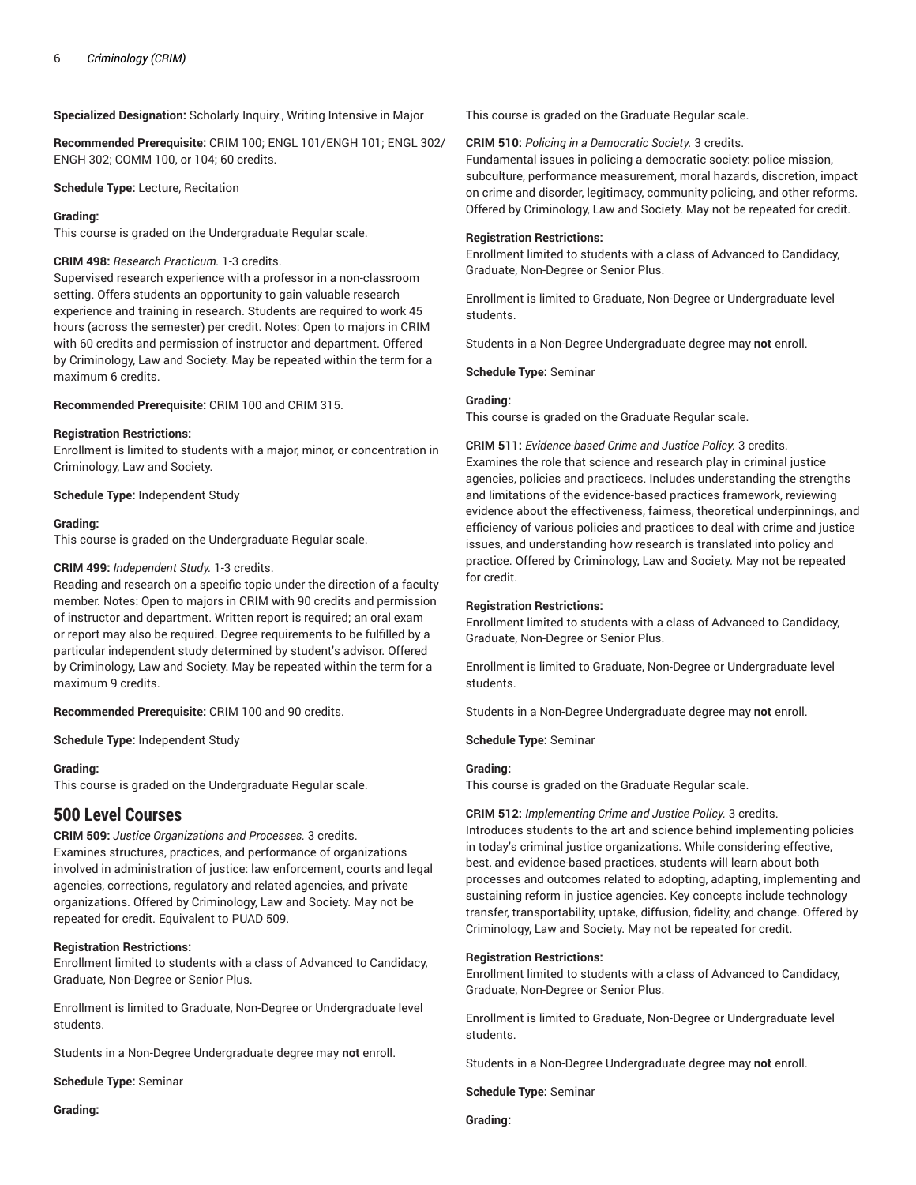**Specialized Designation:** Scholarly Inquiry., Writing Intensive in Major

**Recommended Prerequisite:** CRIM 100; ENGL 101/ENGH 101; ENGL 302/ ENGH 302; COMM 100, or 104; 60 credits.

**Schedule Type:** Lecture, Recitation

**Grading:**
This course is graded on the Undergraduate Regular scale.

**CRIM 498:** *Research Practicum.* 1-3 credits.
Supervised research experience with a professor in a non-classroom setting. Offers students an opportunity to gain valuable research experience and training in research. Students are required to work 45 hours (across the semester) per credit. Notes: Open to majors in CRIM with 60 credits and permission of instructor and department. Offered by Criminology, Law and Society. May be repeated within the term for a maximum 6 credits.

**Recommended Prerequisite:** CRIM 100 and CRIM 315.

**Registration Restrictions:**
Enrollment is limited to students with a major, minor, or concentration in Criminology, Law and Society.

**Schedule Type:** Independent Study

**Grading:**
This course is graded on the Undergraduate Regular scale.

**CRIM 499:** *Independent Study.* 1-3 credits.
Reading and research on a specific topic under the direction of a faculty member. Notes: Open to majors in CRIM with 90 credits and permission of instructor and department. Written report is required; an oral exam or report may also be required. Degree requirements to be fulfilled by a particular independent study determined by student's advisor. Offered by Criminology, Law and Society. May be repeated within the term for a maximum 9 credits.

**Recommended Prerequisite:** CRIM 100 and 90 credits.

**Schedule Type:** Independent Study

**Grading:**
This course is graded on the Undergraduate Regular scale.

## 500 Level Courses

**CRIM 509:** *Justice Organizations and Processes.* 3 credits.
Examines structures, practices, and performance of organizations involved in administration of justice: law enforcement, courts and legal agencies, corrections, regulatory and related agencies, and private organizations. Offered by Criminology, Law and Society. May not be repeated for credit. Equivalent to PUAD 509.

**Registration Restrictions:**
Enrollment limited to students with a class of Advanced to Candidacy, Graduate, Non-Degree or Senior Plus.

Enrollment is limited to Graduate, Non-Degree or Undergraduate level students.

Students in a Non-Degree Undergraduate degree may **not** enroll.

**Schedule Type:** Seminar

**Grading:**
This course is graded on the Graduate Regular scale.

**CRIM 510:** *Policing in a Democratic Society.* 3 credits.
Fundamental issues in policing a democratic society: police mission, subculture, performance measurement, moral hazards, discretion, impact on crime and disorder, legitimacy, community policing, and other reforms. Offered by Criminology, Law and Society. May not be repeated for credit.

**Registration Restrictions:**
Enrollment limited to students with a class of Advanced to Candidacy, Graduate, Non-Degree or Senior Plus.

Enrollment is limited to Graduate, Non-Degree or Undergraduate level students.

Students in a Non-Degree Undergraduate degree may **not** enroll.

**Schedule Type:** Seminar

**Grading:**
This course is graded on the Graduate Regular scale.

**CRIM 511:** *Evidence-based Crime and Justice Policy.* 3 credits.
Examines the role that science and research play in criminal justice agencies, policies and practicecs. Includes understanding the strengths and limitations of the evidence-based practices framework, reviewing evidence about the effectiveness, fairness, theoretical underpinnings, and efficiency of various policies and practices to deal with crime and justice issues, and understanding how research is translated into policy and practice. Offered by Criminology, Law and Society. May not be repeated for credit.

**Registration Restrictions:**
Enrollment limited to students with a class of Advanced to Candidacy, Graduate, Non-Degree or Senior Plus.

Enrollment is limited to Graduate, Non-Degree or Undergraduate level students.

Students in a Non-Degree Undergraduate degree may **not** enroll.

**Schedule Type:** Seminar

**Grading:**
This course is graded on the Graduate Regular scale.

**CRIM 512:** *Implementing Crime and Justice Policy.* 3 credits.
Introduces students to the art and science behind implementing policies in today's criminal justice organizations. While considering effective, best, and evidence-based practices, students will learn about both processes and outcomes related to adopting, adapting, implementing and sustaining reform in justice agencies. Key concepts include technology transfer, transportability, uptake, diffusion, fidelity, and change. Offered by Criminology, Law and Society. May not be repeated for credit.

**Registration Restrictions:**
Enrollment limited to students with a class of Advanced to Candidacy, Graduate, Non-Degree or Senior Plus.

Enrollment is limited to Graduate, Non-Degree or Undergraduate level students.

Students in a Non-Degree Undergraduate degree may **not** enroll.

**Schedule Type:** Seminar

**Grading:**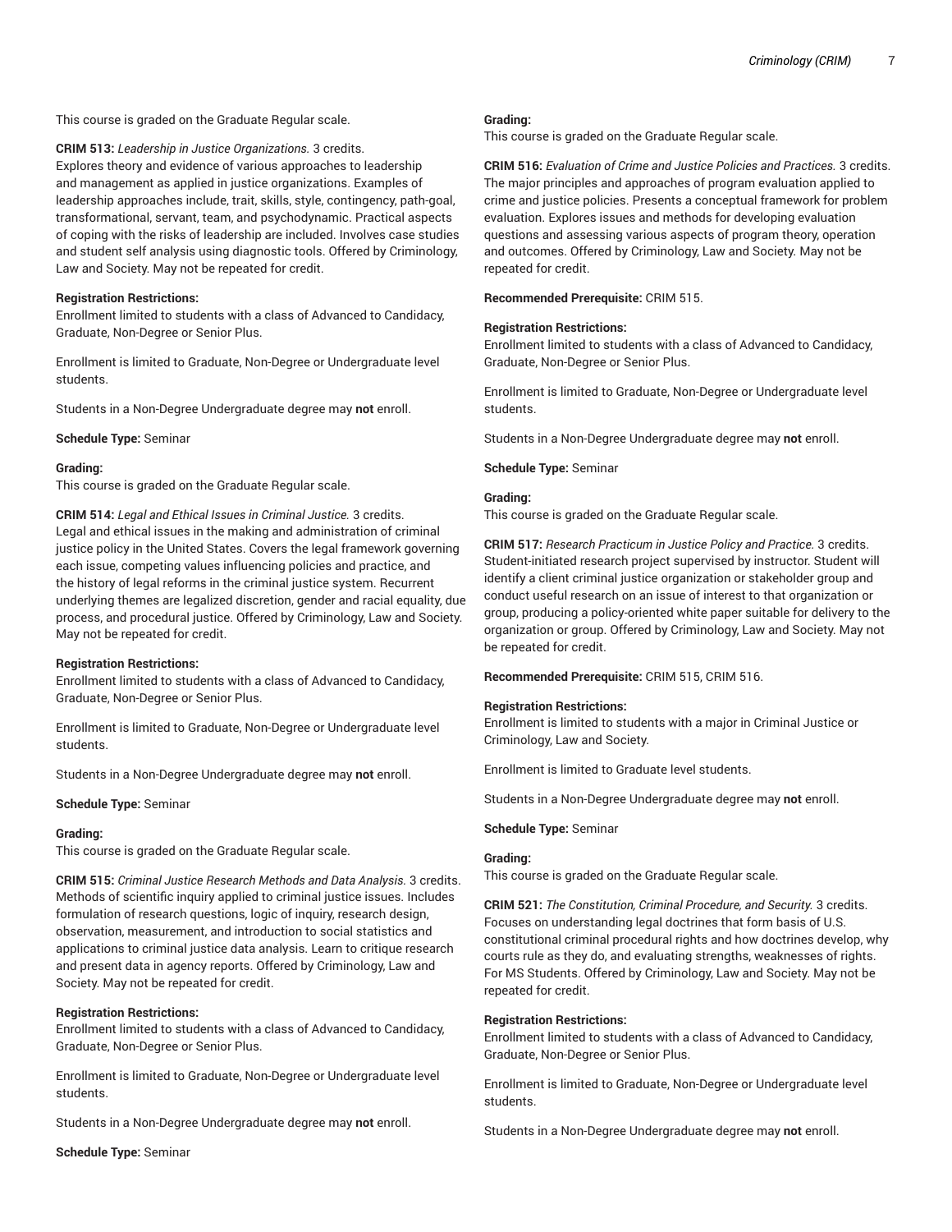This course is graded on the Graduate Regular scale.

**CRIM 513:** *Leadership in Justice Organizations.* 3 credits.
Explores theory and evidence of various approaches to leadership and management as applied in justice organizations. Examples of leadership approaches include, trait, skills, style, contingency, path-goal, transformational, servant, team, and psychodynamic. Practical aspects of coping with the risks of leadership are included. Involves case studies and student self analysis using diagnostic tools. Offered by Criminology, Law and Society. May not be repeated for credit.

**Registration Restrictions:**
Enrollment limited to students with a class of Advanced to Candidacy, Graduate, Non-Degree or Senior Plus.

Enrollment is limited to Graduate, Non-Degree or Undergraduate level students.

Students in a Non-Degree Undergraduate degree may **not** enroll.

**Schedule Type:** Seminar

**Grading:**
This course is graded on the Graduate Regular scale.

**CRIM 514:** *Legal and Ethical Issues in Criminal Justice.* 3 credits.
Legal and ethical issues in the making and administration of criminal justice policy in the United States. Covers the legal framework governing each issue, competing values influencing policies and practice, and the history of legal reforms in the criminal justice system. Recurrent underlying themes are legalized discretion, gender and racial equality, due process, and procedural justice. Offered by Criminology, Law and Society. May not be repeated for credit.

**Registration Restrictions:**
Enrollment limited to students with a class of Advanced to Candidacy, Graduate, Non-Degree or Senior Plus.

Enrollment is limited to Graduate, Non-Degree or Undergraduate level students.

Students in a Non-Degree Undergraduate degree may **not** enroll.

**Schedule Type:** Seminar

**Grading:**
This course is graded on the Graduate Regular scale.

**CRIM 515:** *Criminal Justice Research Methods and Data Analysis.* 3 credits.
Methods of scientific inquiry applied to criminal justice issues. Includes formulation of research questions, logic of inquiry, research design, observation, measurement, and introduction to social statistics and applications to criminal justice data analysis. Learn to critique research and present data in agency reports. Offered by Criminology, Law and Society. May not be repeated for credit.

**Registration Restrictions:**
Enrollment limited to students with a class of Advanced to Candidacy, Graduate, Non-Degree or Senior Plus.

Enrollment is limited to Graduate, Non-Degree or Undergraduate level students.

Students in a Non-Degree Undergraduate degree may **not** enroll.

**Schedule Type:** Seminar

**Grading:**
This course is graded on the Graduate Regular scale.

**CRIM 516:** *Evaluation of Crime and Justice Policies and Practices.* 3 credits.
The major principles and approaches of program evaluation applied to crime and justice policies. Presents a conceptual framework for problem evaluation. Explores issues and methods for developing evaluation questions and assessing various aspects of program theory, operation and outcomes. Offered by Criminology, Law and Society. May not be repeated for credit.

**Recommended Prerequisite:** CRIM 515.

**Registration Restrictions:**
Enrollment limited to students with a class of Advanced to Candidacy, Graduate, Non-Degree or Senior Plus.

Enrollment is limited to Graduate, Non-Degree or Undergraduate level students.

Students in a Non-Degree Undergraduate degree may **not** enroll.

**Schedule Type:** Seminar

**Grading:**
This course is graded on the Graduate Regular scale.

**CRIM 517:** *Research Practicum in Justice Policy and Practice.* 3 credits.
Student-initiated research project supervised by instructor. Student will identify a client criminal justice organization or stakeholder group and conduct useful research on an issue of interest to that organization or group, producing a policy-oriented white paper suitable for delivery to the organization or group. Offered by Criminology, Law and Society. May not be repeated for credit.

**Recommended Prerequisite:** CRIM 515, CRIM 516.

**Registration Restrictions:**
Enrollment is limited to students with a major in Criminal Justice or Criminology, Law and Society.

Enrollment is limited to Graduate level students.

Students in a Non-Degree Undergraduate degree may **not** enroll.

**Schedule Type:** Seminar

**Grading:**
This course is graded on the Graduate Regular scale.

**CRIM 521:** *The Constitution, Criminal Procedure, and Security.* 3 credits.
Focuses on understanding legal doctrines that form basis of U.S. constitutional criminal procedural rights and how doctrines develop, why courts rule as they do, and evaluating strengths, weaknesses of rights. For MS Students. Offered by Criminology, Law and Society. May not be repeated for credit.

**Registration Restrictions:**
Enrollment limited to students with a class of Advanced to Candidacy, Graduate, Non-Degree or Senior Plus.

Enrollment is limited to Graduate, Non-Degree or Undergraduate level students.

Students in a Non-Degree Undergraduate degree may **not** enroll.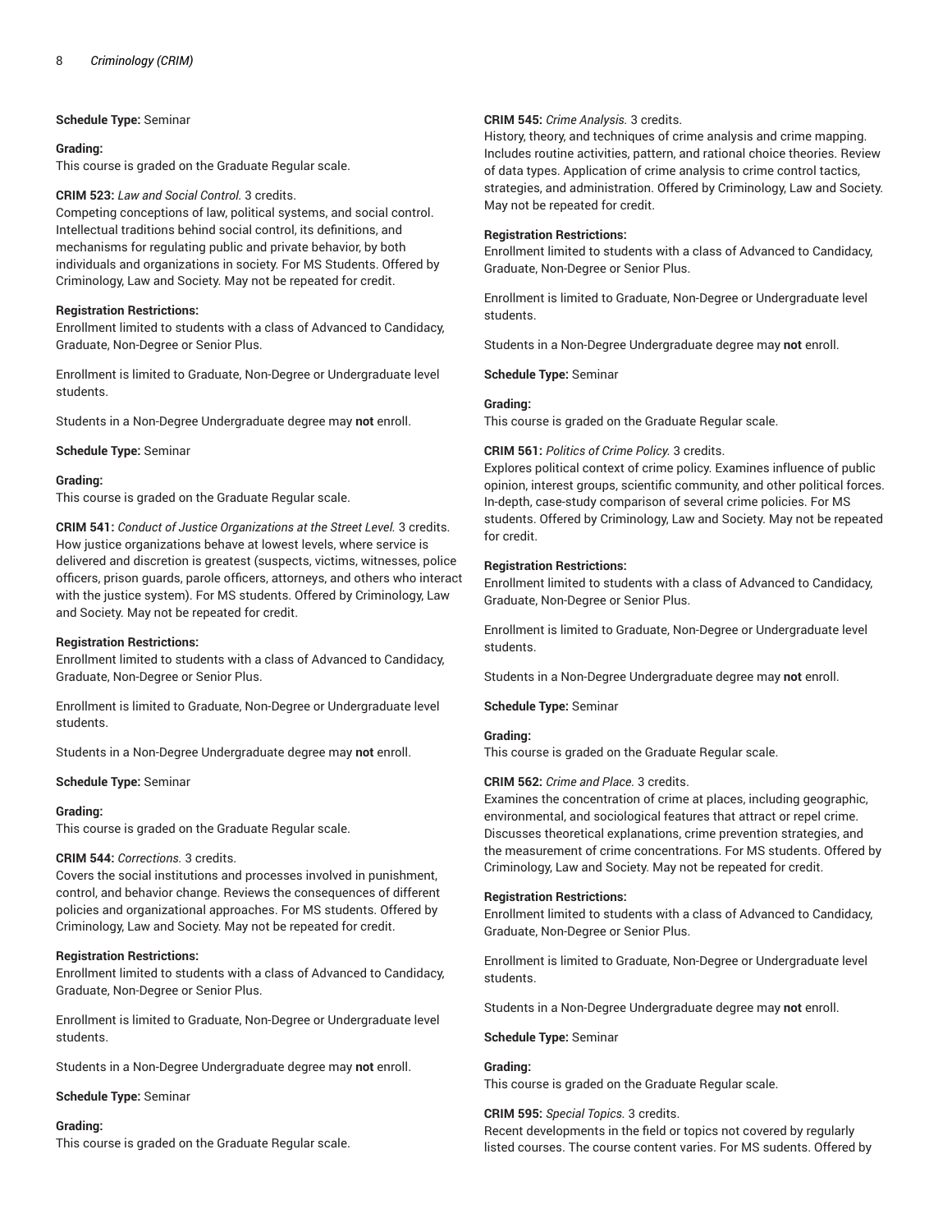**Schedule Type:** Seminar

**Grading:**
This course is graded on the Graduate Regular scale.

**CRIM 523:** *Law and Social Control.* 3 credits.
Competing conceptions of law, political systems, and social control. Intellectual traditions behind social control, its definitions, and mechanisms for regulating public and private behavior, by both individuals and organizations in society. For MS Students. Offered by Criminology, Law and Society. May not be repeated for credit.

**Registration Restrictions:**
Enrollment limited to students with a class of Advanced to Candidacy, Graduate, Non-Degree or Senior Plus.

Enrollment is limited to Graduate, Non-Degree or Undergraduate level students.

Students in a Non-Degree Undergraduate degree may **not** enroll.

**Schedule Type:** Seminar

**Grading:**
This course is graded on the Graduate Regular scale.

**CRIM 541:** *Conduct of Justice Organizations at the Street Level.* 3 credits.
How justice organizations behave at lowest levels, where service is delivered and discretion is greatest (suspects, victims, witnesses, police officers, prison guards, parole officers, attorneys, and others who interact with the justice system). For MS students. Offered by Criminology, Law and Society. May not be repeated for credit.

**Registration Restrictions:**
Enrollment limited to students with a class of Advanced to Candidacy, Graduate, Non-Degree or Senior Plus.

Enrollment is limited to Graduate, Non-Degree or Undergraduate level students.

Students in a Non-Degree Undergraduate degree may **not** enroll.

**Schedule Type:** Seminar

**Grading:**
This course is graded on the Graduate Regular scale.

**CRIM 544:** *Corrections.* 3 credits.
Covers the social institutions and processes involved in punishment, control, and behavior change. Reviews the consequences of different policies and organizational approaches. For MS students. Offered by Criminology, Law and Society. May not be repeated for credit.

**Registration Restrictions:**
Enrollment limited to students with a class of Advanced to Candidacy, Graduate, Non-Degree or Senior Plus.

Enrollment is limited to Graduate, Non-Degree or Undergraduate level students.

Students in a Non-Degree Undergraduate degree may **not** enroll.

**Schedule Type:** Seminar

**Grading:**
This course is graded on the Graduate Regular scale.

**CRIM 545:** *Crime Analysis.* 3 credits.
History, theory, and techniques of crime analysis and crime mapping. Includes routine activities, pattern, and rational choice theories. Review of data types. Application of crime analysis to crime control tactics, strategies, and administration. Offered by Criminology, Law and Society. May not be repeated for credit.

**Registration Restrictions:**
Enrollment limited to students with a class of Advanced to Candidacy, Graduate, Non-Degree or Senior Plus.

Enrollment is limited to Graduate, Non-Degree or Undergraduate level students.

Students in a Non-Degree Undergraduate degree may **not** enroll.

**Schedule Type:** Seminar

**Grading:**
This course is graded on the Graduate Regular scale.

**CRIM 561:** *Politics of Crime Policy.* 3 credits.
Explores political context of crime policy. Examines influence of public opinion, interest groups, scientific community, and other political forces. In-depth, case-study comparison of several crime policies. For MS students. Offered by Criminology, Law and Society. May not be repeated for credit.

**Registration Restrictions:**
Enrollment limited to students with a class of Advanced to Candidacy, Graduate, Non-Degree or Senior Plus.

Enrollment is limited to Graduate, Non-Degree or Undergraduate level students.

Students in a Non-Degree Undergraduate degree may **not** enroll.

**Schedule Type:** Seminar

**Grading:**
This course is graded on the Graduate Regular scale.

**CRIM 562:** *Crime and Place.* 3 credits.
Examines the concentration of crime at places, including geographic, environmental, and sociological features that attract or repel crime. Discusses theoretical explanations, crime prevention strategies, and the measurement of crime concentrations. For MS students. Offered by Criminology, Law and Society. May not be repeated for credit.

**Registration Restrictions:**
Enrollment limited to students with a class of Advanced to Candidacy, Graduate, Non-Degree or Senior Plus.

Enrollment is limited to Graduate, Non-Degree or Undergraduate level students.

Students in a Non-Degree Undergraduate degree may **not** enroll.

**Schedule Type:** Seminar

**Grading:**
This course is graded on the Graduate Regular scale.

**CRIM 595:** *Special Topics.* 3 credits.
Recent developments in the field or topics not covered by regularly listed courses. The course content varies. For MS sudents. Offered by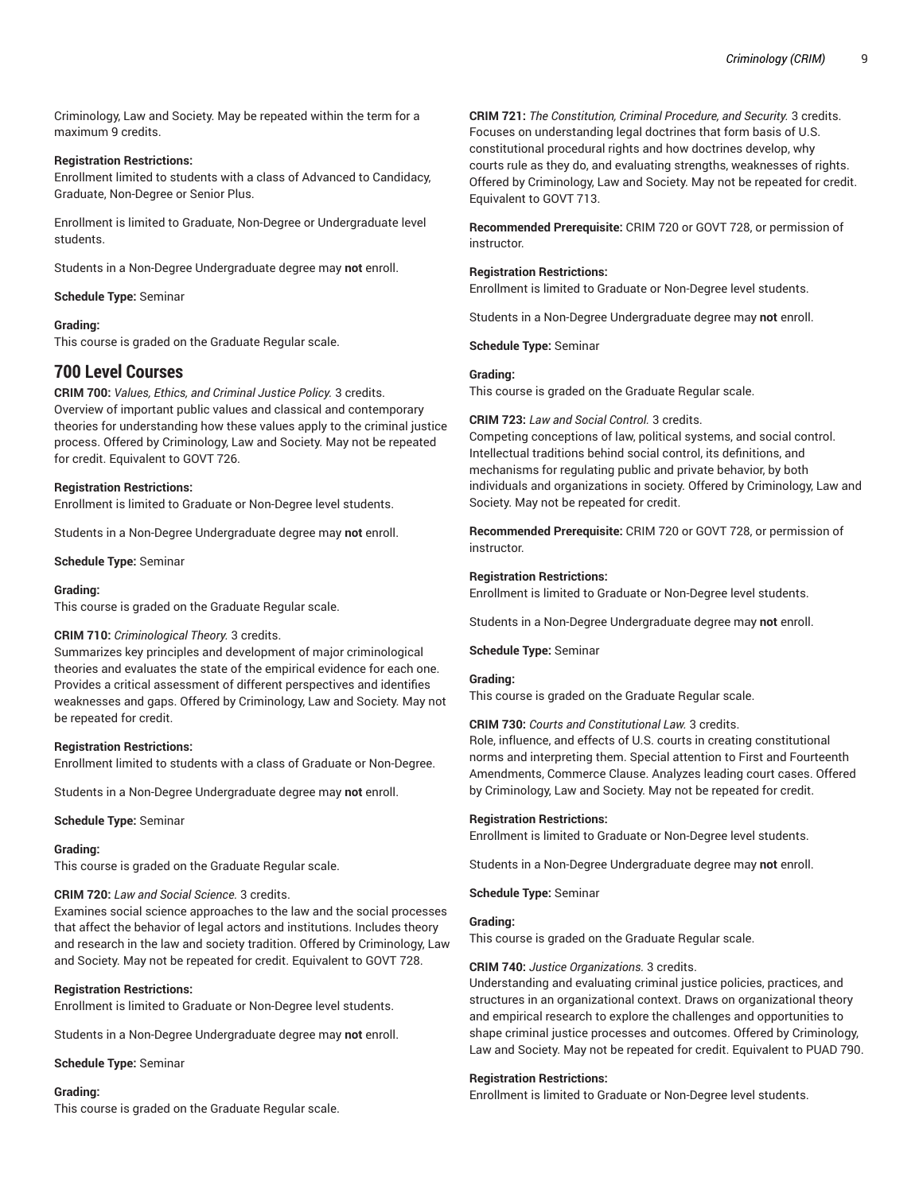Criminology, Law and Society. May be repeated within the term for a maximum 9 credits.

**Registration Restrictions:**
Enrollment limited to students with a class of Advanced to Candidacy, Graduate, Non-Degree or Senior Plus.

Enrollment is limited to Graduate, Non-Degree or Undergraduate level students.

Students in a Non-Degree Undergraduate degree may **not** enroll.

**Schedule Type:** Seminar

**Grading:**
This course is graded on the Graduate Regular scale.

## 700 Level Courses

**CRIM 700:** *Values, Ethics, and Criminal Justice Policy.* 3 credits.
Overview of important public values and classical and contemporary theories for understanding how these values apply to the criminal justice process. Offered by Criminology, Law and Society. May not be repeated for credit. Equivalent to GOVT 726.

**Registration Restrictions:**
Enrollment is limited to Graduate or Non-Degree level students.

Students in a Non-Degree Undergraduate degree may **not** enroll.

**Schedule Type:** Seminar

**Grading:**
This course is graded on the Graduate Regular scale.

**CRIM 710:** *Criminological Theory.* 3 credits.
Summarizes key principles and development of major criminological theories and evaluates the state of the empirical evidence for each one. Provides a critical assessment of different perspectives and identifies weaknesses and gaps. Offered by Criminology, Law and Society. May not be repeated for credit.

**Registration Restrictions:**
Enrollment limited to students with a class of Graduate or Non-Degree.

Students in a Non-Degree Undergraduate degree may **not** enroll.

**Schedule Type:** Seminar

**Grading:**
This course is graded on the Graduate Regular scale.

**CRIM 720:** *Law and Social Science.* 3 credits.
Examines social science approaches to the law and the social processes that affect the behavior of legal actors and institutions. Includes theory and research in the law and society tradition. Offered by Criminology, Law and Society. May not be repeated for credit. Equivalent to GOVT 728.

**Registration Restrictions:**
Enrollment is limited to Graduate or Non-Degree level students.

Students in a Non-Degree Undergraduate degree may **not** enroll.

**Schedule Type:** Seminar

**Grading:**
This course is graded on the Graduate Regular scale.

**CRIM 721:** *The Constitution, Criminal Procedure, and Security.* 3 credits.
Focuses on understanding legal doctrines that form basis of U.S. constitutional procedural rights and how doctrines develop, why courts rule as they do, and evaluating strengths, weaknesses of rights. Offered by Criminology, Law and Society. May not be repeated for credit. Equivalent to GOVT 713.

**Recommended Prerequisite:** CRIM 720 or GOVT 728, or permission of instructor.

**Registration Restrictions:**
Enrollment is limited to Graduate or Non-Degree level students.

Students in a Non-Degree Undergraduate degree may **not** enroll.

**Schedule Type:** Seminar

**Grading:**
This course is graded on the Graduate Regular scale.

**CRIM 723:** *Law and Social Control.* 3 credits.
Competing conceptions of law, political systems, and social control. Intellectual traditions behind social control, its definitions, and mechanisms for regulating public and private behavior, by both individuals and organizations in society. Offered by Criminology, Law and Society. May not be repeated for credit.

**Recommended Prerequisite:** CRIM 720 or GOVT 728, or permission of instructor.

**Registration Restrictions:**
Enrollment is limited to Graduate or Non-Degree level students.

Students in a Non-Degree Undergraduate degree may **not** enroll.

**Schedule Type:** Seminar

**Grading:**
This course is graded on the Graduate Regular scale.

**CRIM 730:** *Courts and Constitutional Law.* 3 credits.
Role, influence, and effects of U.S. courts in creating constitutional norms and interpreting them. Special attention to First and Fourteenth Amendments, Commerce Clause. Analyzes leading court cases. Offered by Criminology, Law and Society. May not be repeated for credit.

**Registration Restrictions:**
Enrollment is limited to Graduate or Non-Degree level students.

Students in a Non-Degree Undergraduate degree may **not** enroll.

**Schedule Type:** Seminar

**Grading:**
This course is graded on the Graduate Regular scale.

**CRIM 740:** *Justice Organizations.* 3 credits.
Understanding and evaluating criminal justice policies, practices, and structures in an organizational context. Draws on organizational theory and empirical research to explore the challenges and opportunities to shape criminal justice processes and outcomes. Offered by Criminology, Law and Society. May not be repeated for credit. Equivalent to PUAD 790.

**Registration Restrictions:**
Enrollment is limited to Graduate or Non-Degree level students.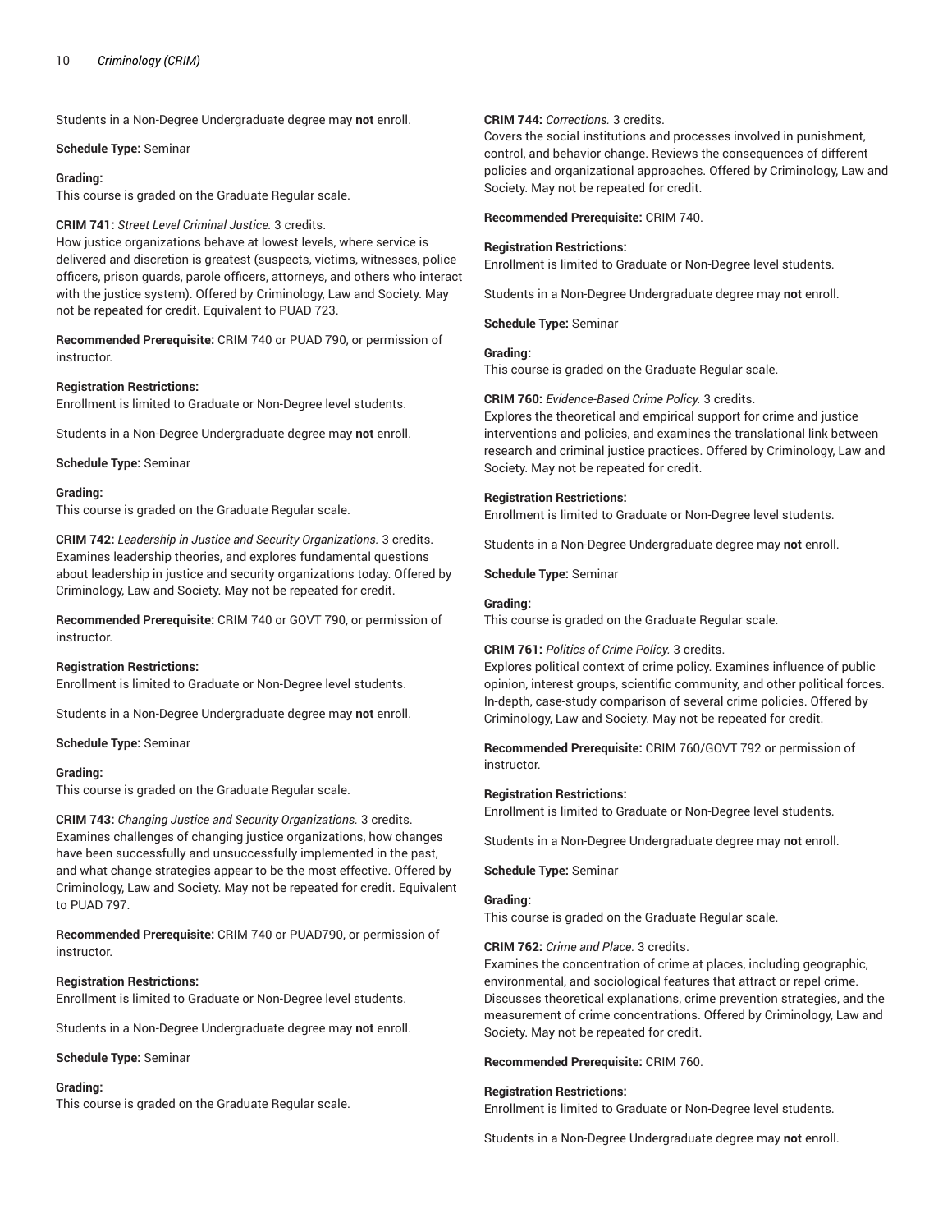Students in a Non-Degree Undergraduate degree may **not** enroll.

**Schedule Type:** Seminar

**Grading:**
This course is graded on the Graduate Regular scale.

**CRIM 741:** *Street Level Criminal Justice.* 3 credits.
How justice organizations behave at lowest levels, where service is delivered and discretion is greatest (suspects, victims, witnesses, police officers, prison guards, parole officers, attorneys, and others who interact with the justice system). Offered by Criminology, Law and Society. May not be repeated for credit. Equivalent to PUAD 723.

**Recommended Prerequisite:** CRIM 740 or PUAD 790, or permission of instructor.

**Registration Restrictions:**
Enrollment is limited to Graduate or Non-Degree level students.

Students in a Non-Degree Undergraduate degree may **not** enroll.

**Schedule Type:** Seminar

**Grading:**
This course is graded on the Graduate Regular scale.

**CRIM 742:** *Leadership in Justice and Security Organizations.* 3 credits.
Examines leadership theories, and explores fundamental questions about leadership in justice and security organizations today. Offered by Criminology, Law and Society. May not be repeated for credit.

**Recommended Prerequisite:** CRIM 740 or GOVT 790, or permission of instructor.

**Registration Restrictions:**
Enrollment is limited to Graduate or Non-Degree level students.

Students in a Non-Degree Undergraduate degree may **not** enroll.

**Schedule Type:** Seminar

**Grading:**
This course is graded on the Graduate Regular scale.

**CRIM 743:** *Changing Justice and Security Organizations.* 3 credits.
Examines challenges of changing justice organizations, how changes have been successfully and unsuccessfully implemented in the past, and what change strategies appear to be the most effective. Offered by Criminology, Law and Society. May not be repeated for credit. Equivalent to PUAD 797.

**Recommended Prerequisite:** CRIM 740 or PUAD790, or permission of instructor.

**Registration Restrictions:**
Enrollment is limited to Graduate or Non-Degree level students.

Students in a Non-Degree Undergraduate degree may **not** enroll.

**Schedule Type:** Seminar

**Grading:**
This course is graded on the Graduate Regular scale.

**CRIM 744:** *Corrections.* 3 credits.
Covers the social institutions and processes involved in punishment, control, and behavior change. Reviews the consequences of different policies and organizational approaches. Offered by Criminology, Law and Society. May not be repeated for credit.

**Recommended Prerequisite:** CRIM 740.

**Registration Restrictions:**
Enrollment is limited to Graduate or Non-Degree level students.

Students in a Non-Degree Undergraduate degree may **not** enroll.

**Schedule Type:** Seminar

**Grading:**
This course is graded on the Graduate Regular scale.

**CRIM 760:** *Evidence-Based Crime Policy.* 3 credits.
Explores the theoretical and empirical support for crime and justice interventions and policies, and examines the translational link between research and criminal justice practices. Offered by Criminology, Law and Society. May not be repeated for credit.

**Registration Restrictions:**
Enrollment is limited to Graduate or Non-Degree level students.

Students in a Non-Degree Undergraduate degree may **not** enroll.

**Schedule Type:** Seminar

**Grading:**
This course is graded on the Graduate Regular scale.

**CRIM 761:** *Politics of Crime Policy.* 3 credits.
Explores political context of crime policy. Examines influence of public opinion, interest groups, scientific community, and other political forces. In-depth, case-study comparison of several crime policies. Offered by Criminology, Law and Society. May not be repeated for credit.

**Recommended Prerequisite:** CRIM 760/GOVT 792 or permission of instructor.

**Registration Restrictions:**
Enrollment is limited to Graduate or Non-Degree level students.

Students in a Non-Degree Undergraduate degree may **not** enroll.

**Schedule Type:** Seminar

**Grading:**
This course is graded on the Graduate Regular scale.

**CRIM 762:** *Crime and Place.* 3 credits.
Examines the concentration of crime at places, including geographic, environmental, and sociological features that attract or repel crime. Discusses theoretical explanations, crime prevention strategies, and the measurement of crime concentrations. Offered by Criminology, Law and Society. May not be repeated for credit.

**Recommended Prerequisite:** CRIM 760.

**Registration Restrictions:**
Enrollment is limited to Graduate or Non-Degree level students.

Students in a Non-Degree Undergraduate degree may **not** enroll.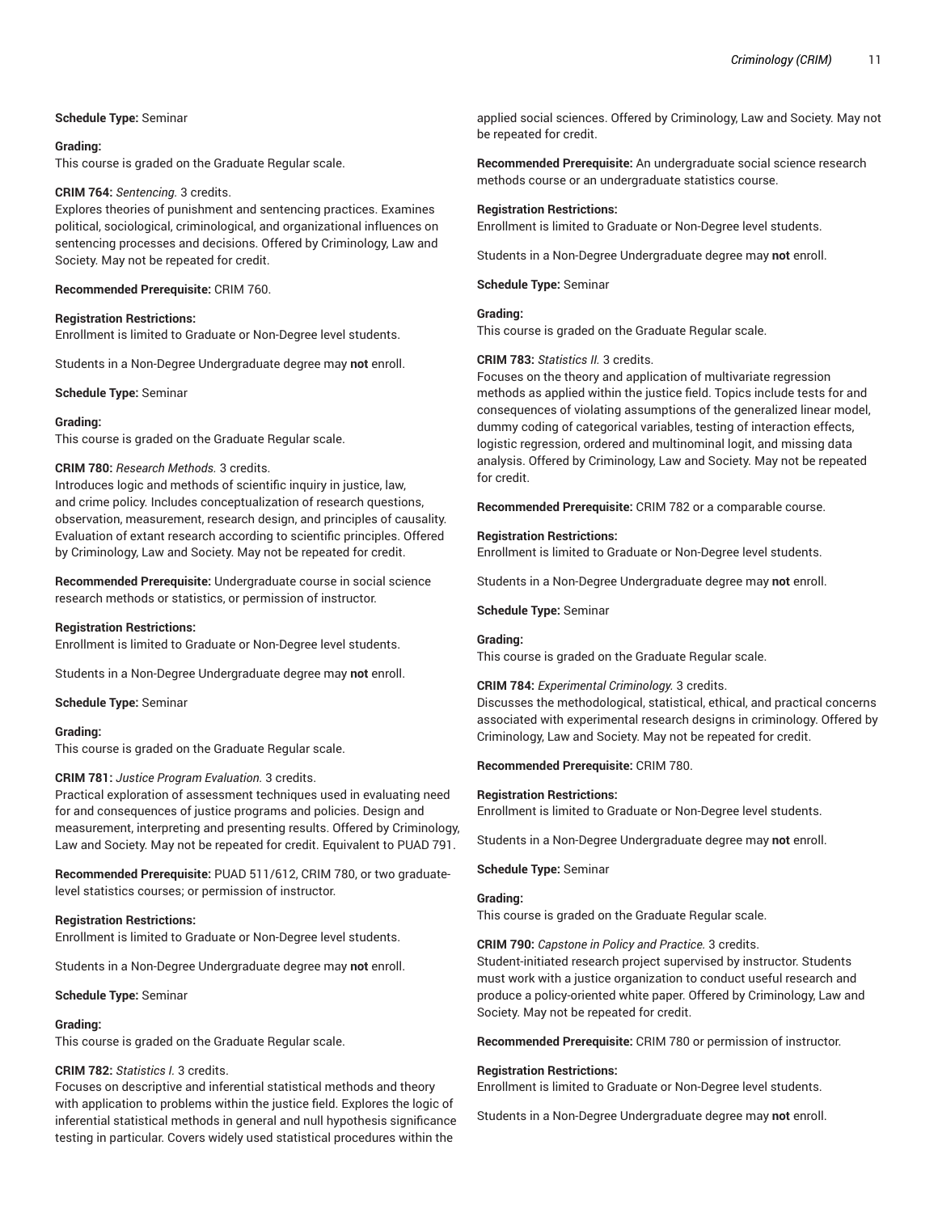**Schedule Type:** Seminar

**Grading:**
This course is graded on the Graduate Regular scale.

**CRIM 764:** *Sentencing.* 3 credits.
Explores theories of punishment and sentencing practices. Examines political, sociological, criminological, and organizational influences on sentencing processes and decisions. Offered by Criminology, Law and Society. May not be repeated for credit.

**Recommended Prerequisite:** CRIM 760.

**Registration Restrictions:**
Enrollment is limited to Graduate or Non-Degree level students.

Students in a Non-Degree Undergraduate degree may **not** enroll.

**Schedule Type:** Seminar

**Grading:**
This course is graded on the Graduate Regular scale.

**CRIM 780:** *Research Methods.* 3 credits.
Introduces logic and methods of scientific inquiry in justice, law, and crime policy. Includes conceptualization of research questions, observation, measurement, research design, and principles of causality. Evaluation of extant research according to scientific principles. Offered by Criminology, Law and Society. May not be repeated for credit.

**Recommended Prerequisite:** Undergraduate course in social science research methods or statistics, or permission of instructor.

**Registration Restrictions:**
Enrollment is limited to Graduate or Non-Degree level students.

Students in a Non-Degree Undergraduate degree may **not** enroll.

**Schedule Type:** Seminar

**Grading:**
This course is graded on the Graduate Regular scale.

**CRIM 781:** *Justice Program Evaluation.* 3 credits.
Practical exploration of assessment techniques used in evaluating need for and consequences of justice programs and policies. Design and measurement, interpreting and presenting results. Offered by Criminology, Law and Society. May not be repeated for credit. Equivalent to PUAD 791.

**Recommended Prerequisite:** PUAD 511/612, CRIM 780, or two graduate-level statistics courses; or permission of instructor.

**Registration Restrictions:**
Enrollment is limited to Graduate or Non-Degree level students.

Students in a Non-Degree Undergraduate degree may **not** enroll.

**Schedule Type:** Seminar

**Grading:**
This course is graded on the Graduate Regular scale.

**CRIM 782:** *Statistics I.* 3 credits.
Focuses on descriptive and inferential statistical methods and theory with application to problems within the justice field. Explores the logic of inferential statistical methods in general and null hypothesis significance testing in particular. Covers widely used statistical procedures within the applied social sciences. Offered by Criminology, Law and Society. May not be repeated for credit.

**Recommended Prerequisite:** An undergraduate social science research methods course or an undergraduate statistics course.

**Registration Restrictions:**
Enrollment is limited to Graduate or Non-Degree level students.

Students in a Non-Degree Undergraduate degree may **not** enroll.

**Schedule Type:** Seminar

**Grading:**
This course is graded on the Graduate Regular scale.

**CRIM 783:** *Statistics II.* 3 credits.
Focuses on the theory and application of multivariate regression methods as applied within the justice field. Topics include tests for and consequences of violating assumptions of the generalized linear model, dummy coding of categorical variables, testing of interaction effects, logistic regression, ordered and multinominal logit, and missing data analysis. Offered by Criminology, Law and Society. May not be repeated for credit.

**Recommended Prerequisite:** CRIM 782 or a comparable course.

**Registration Restrictions:**
Enrollment is limited to Graduate or Non-Degree level students.

Students in a Non-Degree Undergraduate degree may **not** enroll.

**Schedule Type:** Seminar

**Grading:**
This course is graded on the Graduate Regular scale.

**CRIM 784:** *Experimental Criminology.* 3 credits.
Discusses the methodological, statistical, ethical, and practical concerns associated with experimental research designs in criminology. Offered by Criminology, Law and Society. May not be repeated for credit.

**Recommended Prerequisite:** CRIM 780.

**Registration Restrictions:**
Enrollment is limited to Graduate or Non-Degree level students.

Students in a Non-Degree Undergraduate degree may **not** enroll.

**Schedule Type:** Seminar

**Grading:**
This course is graded on the Graduate Regular scale.

**CRIM 790:** *Capstone in Policy and Practice.* 3 credits.
Student-initiated research project supervised by instructor. Students must work with a justice organization to conduct useful research and produce a policy-oriented white paper. Offered by Criminology, Law and Society. May not be repeated for credit.

**Recommended Prerequisite:** CRIM 780 or permission of instructor.

**Registration Restrictions:**
Enrollment is limited to Graduate or Non-Degree level students.

Students in a Non-Degree Undergraduate degree may **not** enroll.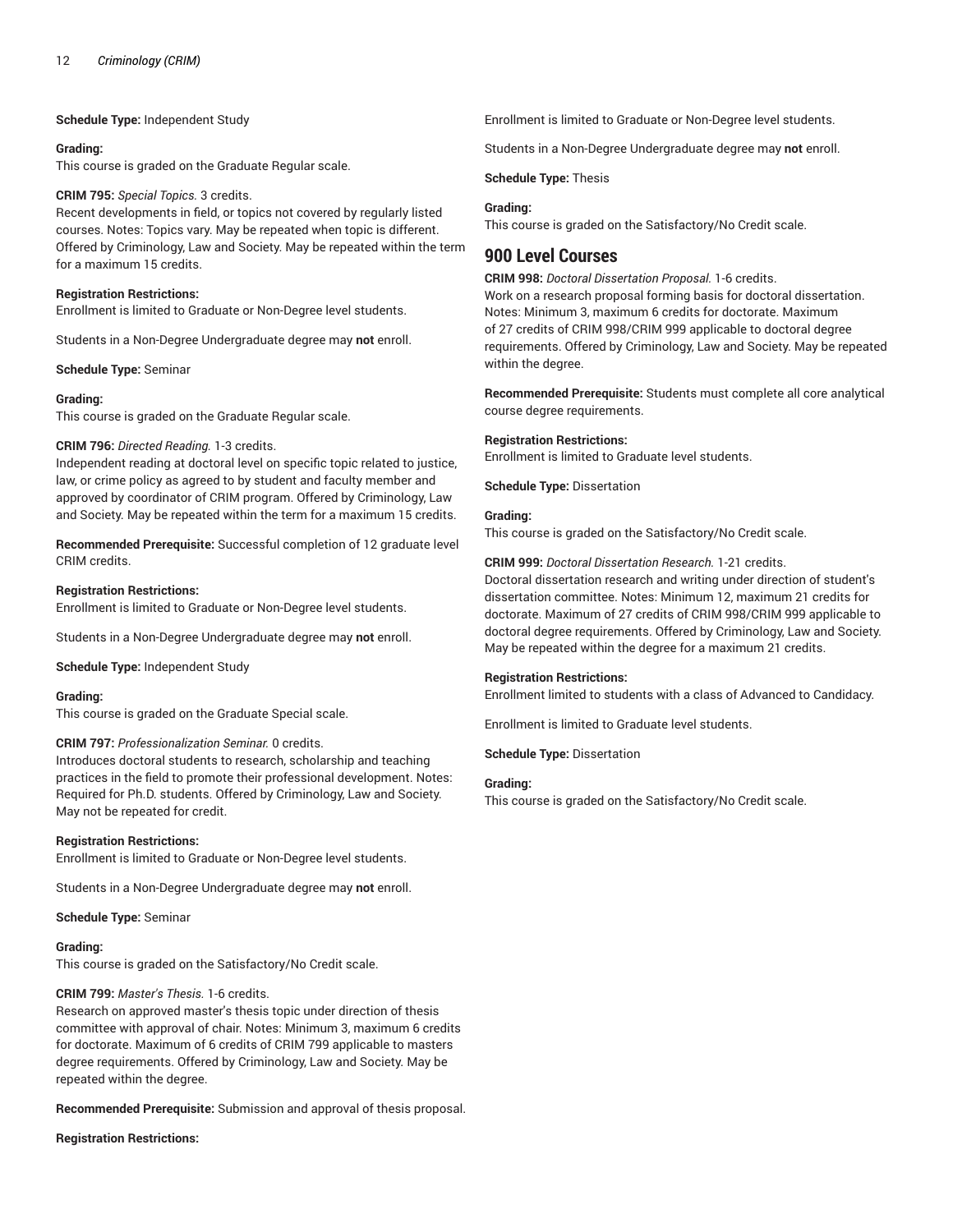**Schedule Type:** Independent Study

**Grading:**
This course is graded on the Graduate Regular scale.

**CRIM 795:** *Special Topics.* 3 credits.
Recent developments in field, or topics not covered by regularly listed courses. Notes: Topics vary. May be repeated when topic is different. Offered by Criminology, Law and Society. May be repeated within the term for a maximum 15 credits.

**Registration Restrictions:**
Enrollment is limited to Graduate or Non-Degree level students.

Students in a Non-Degree Undergraduate degree may **not** enroll.

**Schedule Type:** Seminar

**Grading:**
This course is graded on the Graduate Regular scale.

**CRIM 796:** *Directed Reading.* 1-3 credits.
Independent reading at doctoral level on specific topic related to justice, law, or crime policy as agreed to by student and faculty member and approved by coordinator of CRIM program. Offered by Criminology, Law and Society. May be repeated within the term for a maximum 15 credits.

**Recommended Prerequisite:** Successful completion of 12 graduate level CRIM credits.

**Registration Restrictions:**
Enrollment is limited to Graduate or Non-Degree level students.

Students in a Non-Degree Undergraduate degree may **not** enroll.

**Schedule Type:** Independent Study

**Grading:**
This course is graded on the Graduate Special scale.

**CRIM 797:** *Professionalization Seminar.* 0 credits.
Introduces doctoral students to research, scholarship and teaching practices in the field to promote their professional development. Notes: Required for Ph.D. students. Offered by Criminology, Law and Society. May not be repeated for credit.

**Registration Restrictions:**
Enrollment is limited to Graduate or Non-Degree level students.

Students in a Non-Degree Undergraduate degree may **not** enroll.

**Schedule Type:** Seminar

**Grading:**
This course is graded on the Satisfactory/No Credit scale.

**CRIM 799:** *Master's Thesis.* 1-6 credits.
Research on approved master's thesis topic under direction of thesis committee with approval of chair. Notes: Minimum 3, maximum 6 credits for doctorate. Maximum of 6 credits of CRIM 799 applicable to masters degree requirements. Offered by Criminology, Law and Society. May be repeated within the degree.

**Recommended Prerequisite:** Submission and approval of thesis proposal.

**Registration Restrictions:**
Enrollment is limited to Graduate or Non-Degree level students.

Students in a Non-Degree Undergraduate degree may **not** enroll.

**Schedule Type:** Thesis

**Grading:**
This course is graded on the Satisfactory/No Credit scale.

## 900 Level Courses

**CRIM 998:** *Doctoral Dissertation Proposal.* 1-6 credits.
Work on a research proposal forming basis for doctoral dissertation. Notes: Minimum 3, maximum 6 credits for doctorate. Maximum of 27 credits of CRIM 998/CRIM 999 applicable to doctoral degree requirements. Offered by Criminology, Law and Society. May be repeated within the degree.

**Recommended Prerequisite:** Students must complete all core analytical course degree requirements.

**Registration Restrictions:**
Enrollment is limited to Graduate level students.

**Schedule Type:** Dissertation

**Grading:**
This course is graded on the Satisfactory/No Credit scale.

**CRIM 999:** *Doctoral Dissertation Research.* 1-21 credits.
Doctoral dissertation research and writing under direction of student's dissertation committee. Notes: Minimum 12, maximum 21 credits for doctorate. Maximum of 27 credits of CRIM 998/CRIM 999 applicable to doctoral degree requirements. Offered by Criminology, Law and Society. May be repeated within the degree for a maximum 21 credits.

**Registration Restrictions:**
Enrollment limited to students with a class of Advanced to Candidacy.

Enrollment is limited to Graduate level students.

**Schedule Type:** Dissertation

**Grading:**
This course is graded on the Satisfactory/No Credit scale.